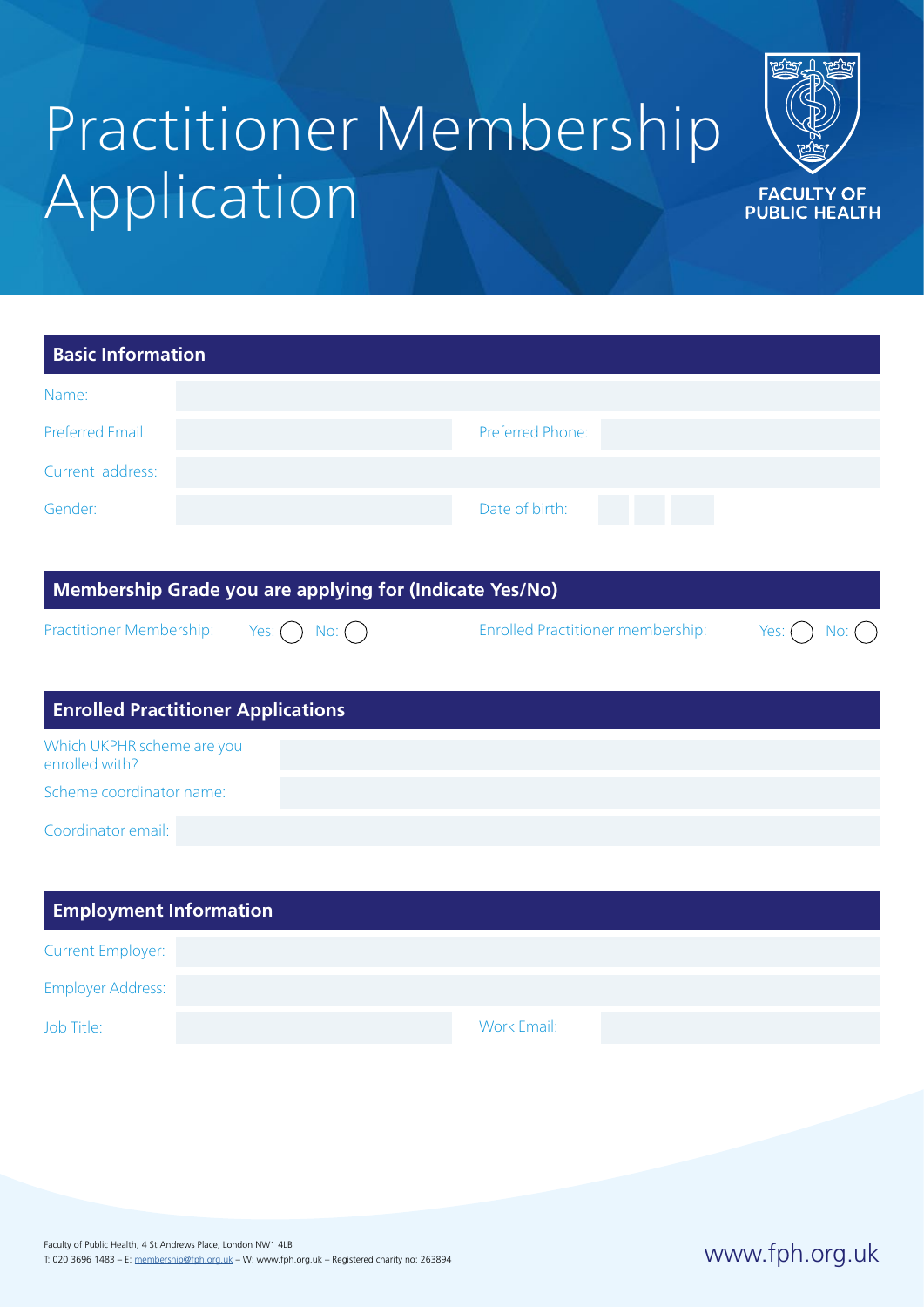# Practitioner Membership Application

FACULTY OF PUBLIC HEALTH

## Basic Information

| | | | |
|---|---|---|---|
| Name: | | | |
| Preferred Email: | | Preferred Phone: | |
| Current address: | | | |
| Gender: | | Date of birth: | |

## Membership Grade you are applying for (Indicate Yes/No)

Practitioner Membership: Yes: ◯ No: ◯

Enrolled Practitioner membership: Yes: ◯ No: ◯

## Enrolled Practitioner Applications

| | |
|---|---|
| Which UKPHR scheme are you enrolled with? | |
| Scheme coordinator name: | |
| Coordinator email: | |

## Employment Information

| | | | |
|---|---|---|---|
| Current Employer: | | | |
| Employer Address: | | | |
| Job Title: | | Work Email: | |

Faculty of Public Health, 4 St Andrews Place, London NW1 4LB
T: 020 3696 1483 – E: membership@fph.org.uk – W: www.fph.org.uk – Registered charity no: 263894

www.fph.org.uk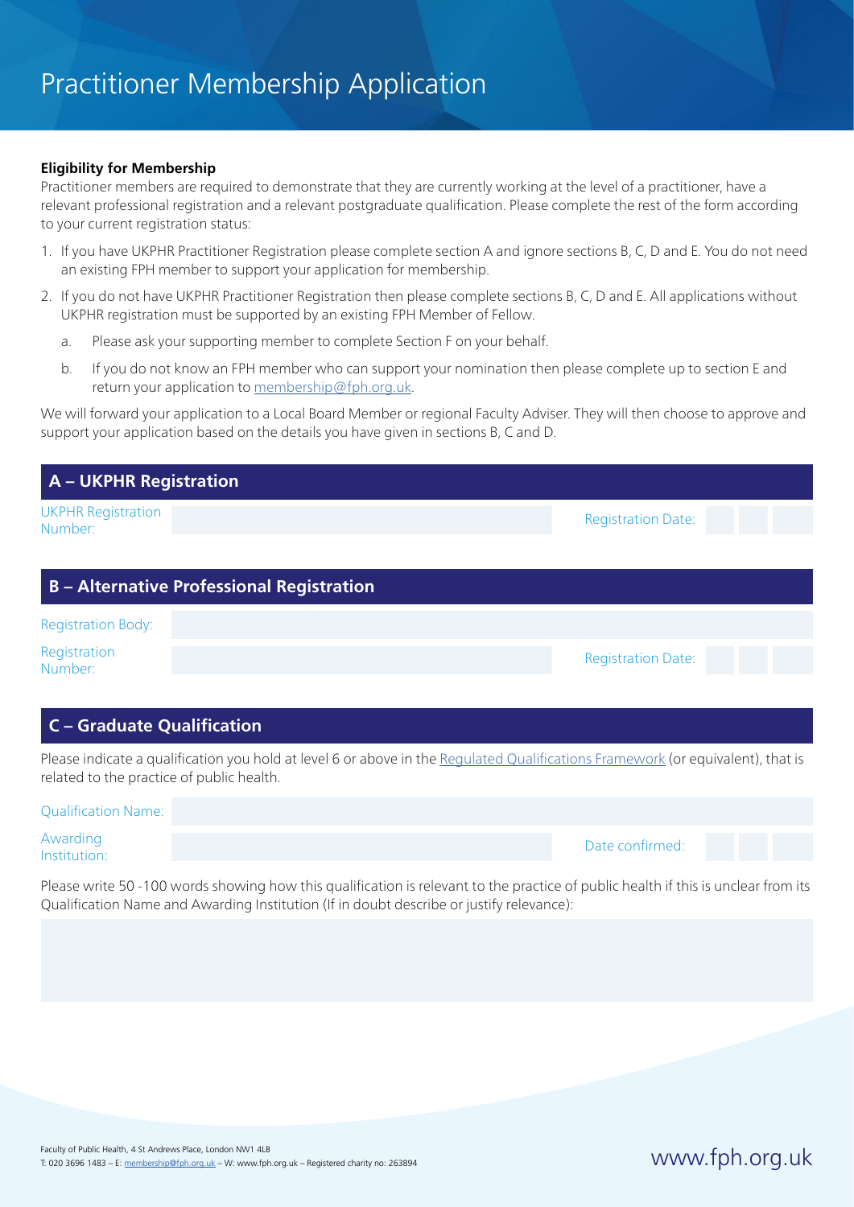# Practitioner Membership Application

**Eligibility for Membership**

Practitioner members are required to demonstrate that they are currently working at the level of a practitioner, have a relevant professional registration and a relevant postgraduate qualification. Please complete the rest of the form according to your current registration status:

1. If you have UKPHR Practitioner Registration please complete section A and ignore sections B, C, D and E. You do not need an existing FPH member to support your application for membership.
2. If you do not have UKPHR Practitioner Registration then please complete sections B, C, D and E. All applications without UKPHR registration must be supported by an existing FPH Member of Fellow.
   a. Please ask your supporting member to complete Section F on your behalf.
   b. If you do not know an FPH member who can support your nomination then please complete up to section E and return your application to membership@fph.org.uk.

We will forward your application to a Local Board Member or regional Faculty Adviser. They will then choose to approve and support your application based on the details you have given in sections B, C and D.

## A – UKPHR Registration

UKPHR Registration Number: Registration Date:

## B – Alternative Professional Registration

Registration Body:

Registration Number: Registration Date:

## C – Graduate Qualification

Please indicate a qualification you hold at level 6 or above in the Regulated Qualifications Framework (or equivalent), that is related to the practice of public health.

Qualification Name:

Awarding Institution: Date confirmed:

Please write 50 -100 words showing how this qualification is relevant to the practice of public health if this is unclear from its Qualification Name and Awarding Institution (If in doubt describe or justify relevance):

Faculty of Public Health, 4 St Andrews Place, London NW1 4LB
T: 020 3696 1483 – E: membership@fph.org.uk – W: www.fph.org.uk – Registered charity no: 263894

www.fph.org.uk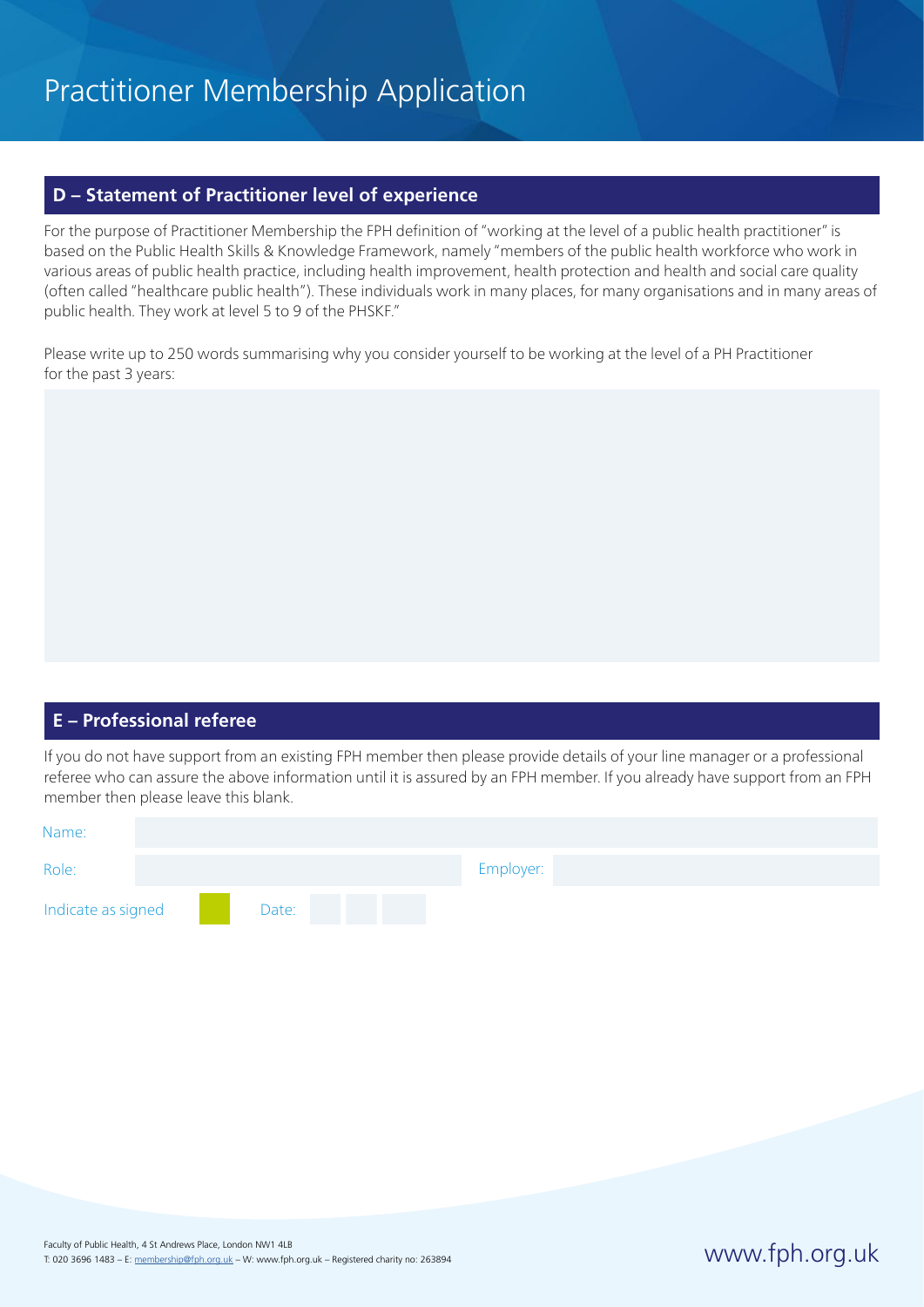# Practitioner Membership Application

## D – Statement of Practitioner level of experience

For the purpose of Practitioner Membership the FPH definition of "working at the level of a public health practitioner" is based on the Public Health Skills & Knowledge Framework, namely "members of the public health workforce who work in various areas of public health practice, including health improvement, health protection and health and social care quality (often called "healthcare public health"). These individuals work in many places, for many organisations and in many areas of public health. They work at level 5 to 9 of the PHSKF."

Please write up to 250 words summarising why you consider yourself to be working at the level of a PH Practitioner for the past 3 years:

## E – Professional referee

If you do not have support from an existing FPH member then please provide details of your line manager or a professional referee who can assure the above information until it is assured by an FPH member. If you already have support from an FPH member then please leave this blank.

Name:

Role:

Employer:

Indicate as signed

Date:

Faculty of Public Health, 4 St Andrews Place, London NW1 4LB
T: 020 3696 1483 – E: membership@fph.org.uk – W: www.fph.org.uk – Registered charity no: 263894

www.fph.org.uk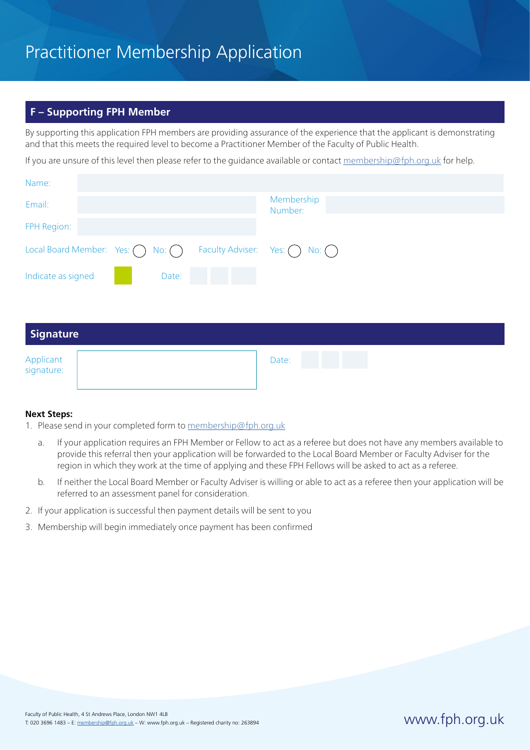# Practitioner Membership Application

## F – Supporting FPH Member

By supporting this application FPH members are providing assurance of the experience that the applicant is demonstrating and that this meets the required level to become a Practitioner Member of the Faculty of Public Health.

If you are unsure of this level then please refer to the guidance available or contact membership@fph.org.uk for help.

Name:

Email:

Membership Number:

FPH Region:

Local Board Member: Yes: ◯ No: ◯

Faculty Adviser: Yes: ◯ No: ◯

Indicate as signed

Date:

## Signature

Applicant signature:

Date:

**Next Steps:**

1. Please send in your completed form to membership@fph.org.uk
   a. If your application requires an FPH Member or Fellow to act as a referee but does not have any members available to provide this referral then your application will be forwarded to the Local Board Member or Faculty Adviser for the region in which they work at the time of applying and these FPH Fellows will be asked to act as a referee.
   b. If neither the Local Board Member or Faculty Adviser is willing or able to act as a referee then your application will be referred to an assessment panel for consideration.
2. If your application is successful then payment details will be sent to you
3. Membership will begin immediately once payment has been confirmed

Faculty of Public Health, 4 St Andrews Place, London NW1 4LB
T: 020 3696 1483 – E: membership@fph.org.uk – W: www.fph.org.uk – Registered charity no: 263894

www.fph.org.uk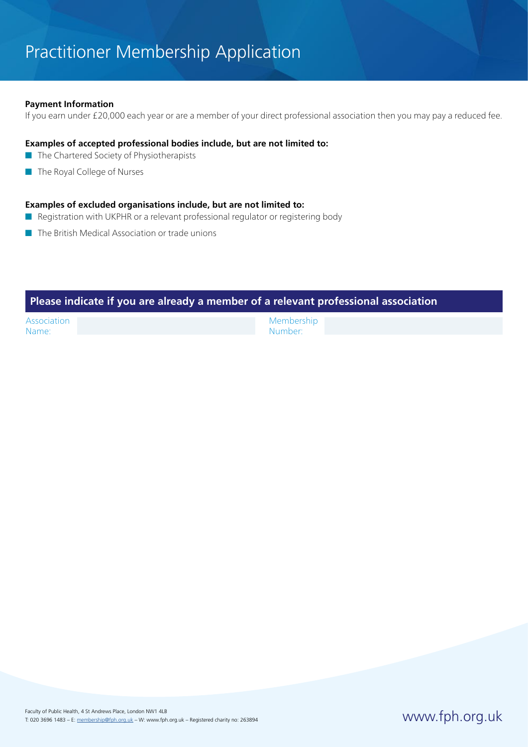# Practitioner Membership Application

**Payment Information**

If you earn under £20,000 each year or are a member of your direct professional association then you may pay a reduced fee.

**Examples of accepted professional bodies include, but are not limited to:**

- The Chartered Society of Physiotherapists
- The Royal College of Nurses

**Examples of excluded organisations include, but are not limited to:**

- Registration with UKPHR or a relevant professional regulator or registering body
- The British Medical Association or trade unions

## Please indicate if you are already a member of a relevant professional association

| | | | |
|---|---|---|---|
| Association Name: | | Membership Number: | |

Faculty of Public Health, 4 St Andrews Place, London NW1 4LB
T: 020 3696 1483 – E: membership@fph.org.uk – W: www.fph.org.uk – Registered charity no: 263894

www.fph.org.uk